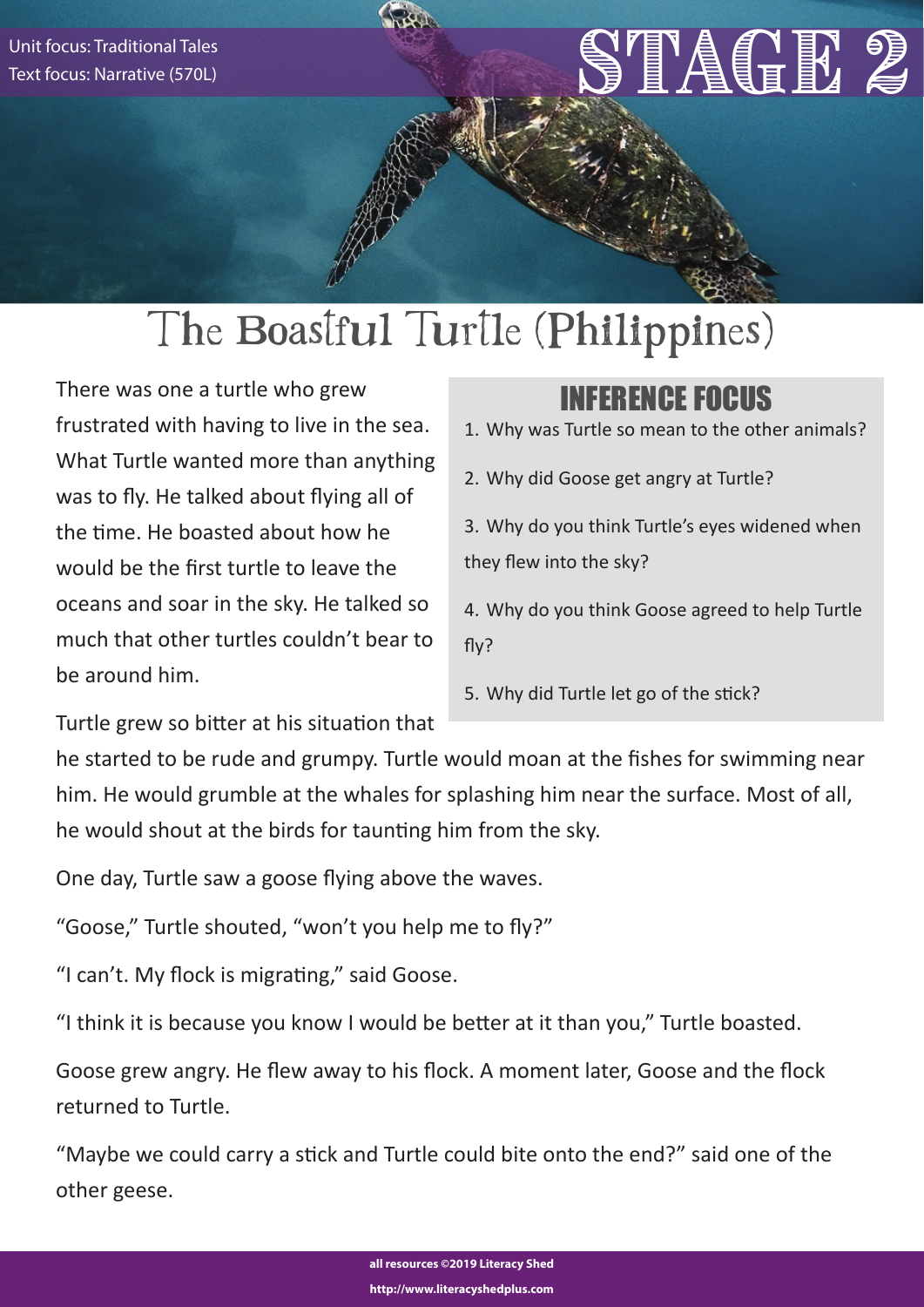Unit focus: Traditional Tales
Text focus: Narrative (570L)

# STAGE 2

## The Boastful Turtle (Philippines)

There was one a turtle who grew frustrated with having to live in the sea. What Turtle wanted more than anything was to fly. He talked about flying all of the time. He boasted about how he would be the first turtle to leave the oceans and soar in the sky. He talked so much that other turtles couldn't bear to be around him.

Turtle grew so bitter at his situation that he started to be rude and grumpy. Turtle would moan at the fishes for swimming near him. He would grumble at the whales for splashing him near the surface. Most of all, he would shout at the birds for taunting him from the sky.

One day, Turtle saw a goose flying above the waves.

"Goose," Turtle shouted, "won't you help me to fly?"

"I can't. My flock is migrating," said Goose.

"I think it is because you know I would be better at it than you," Turtle boasted.

Goose grew angry. He flew away to his flock. A moment later, Goose and the flock returned to Turtle.

"Maybe we could carry a stick and Turtle could bite onto the end?" said one of the other geese.

### INFERENCE FOCUS

1. Why was Turtle so mean to the other animals?
2. Why did Goose get angry at Turtle?
3. Why do you think Turtle's eyes widened when they flew into the sky?
4. Why do you think Goose agreed to help Turtle fly?
5. Why did Turtle let go of the stick?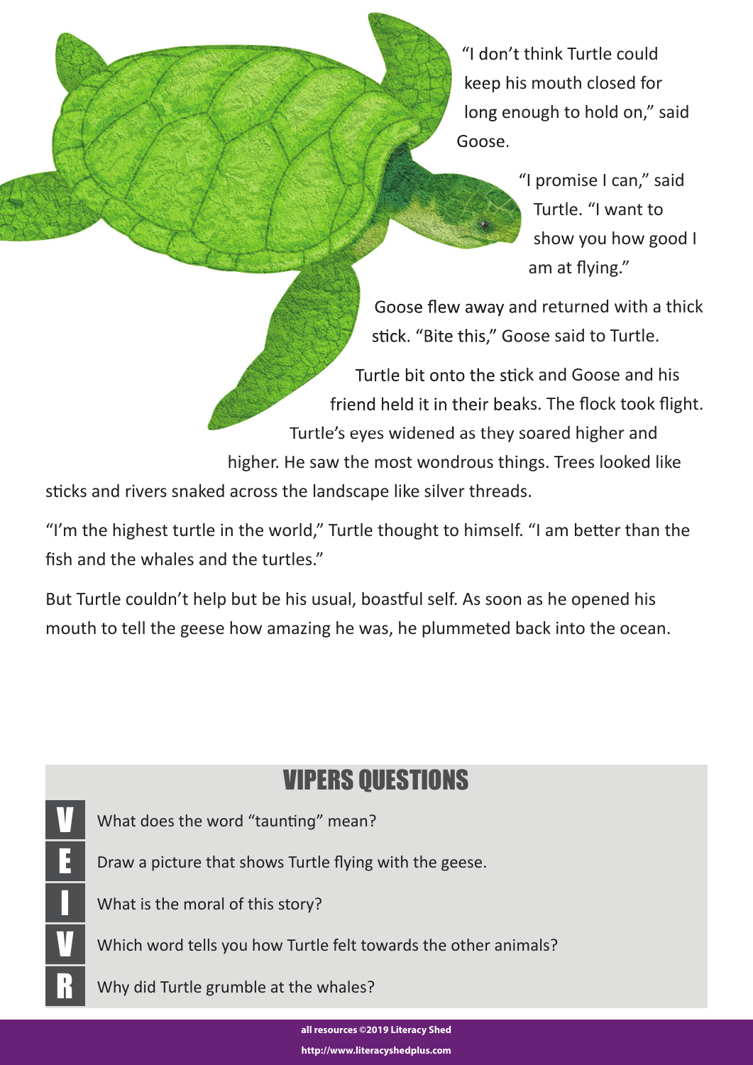"I don't think Turtle could keep his mouth closed for long enough to hold on," said Goose.

"I promise I can," said Turtle. "I want to show you how good I am at flying."

Goose flew away and returned with a thick stick. "Bite this," Goose said to Turtle.

Turtle bit onto the stick and Goose and his friend held it in their beaks. The flock took flight. Turtle's eyes widened as they soared higher and higher. He saw the most wondrous things. Trees looked like sticks and rivers snaked across the landscape like silver threads.

"I'm the highest turtle in the world," Turtle thought to himself. "I am better than the fish and the whales and the turtles."

But Turtle couldn't help but be his usual, boastful self. As soon as he opened his mouth to tell the geese how amazing he was, he plummeted back into the ocean.

## VIPERS QUESTIONS

**V** What does the word "taunting" mean?

**E** Draw a picture that shows Turtle flying with the geese.

**I** What is the moral of this story?

**V** Which word tells you how Turtle felt towards the other animals?

**R** Why did Turtle grumble at the whales?

all resources ©2019 Literacy Shed

http://www.literacyshedplus.com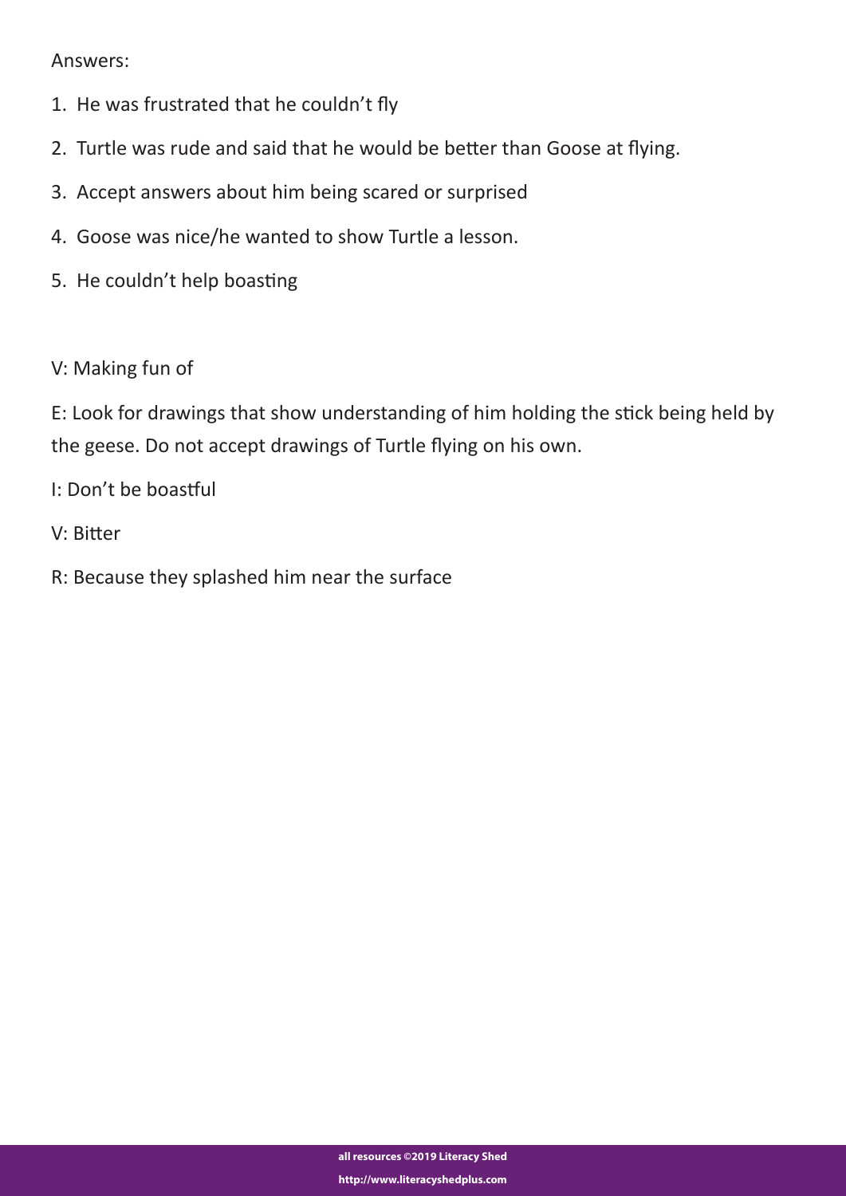Answers:

1. He was frustrated that he couldn't fly
2. Turtle was rude and said that he would be better than Goose at flying.
3. Accept answers about him being scared or surprised
4. Goose was nice/he wanted to show Turtle a lesson.
5. He couldn't help boasting

V: Making fun of

E: Look for drawings that show understanding of him holding the stick being held by the geese. Do not accept drawings of Turtle flying on his own.

I: Don't be boastful

V: Bitter

R: Because they splashed him near the surface